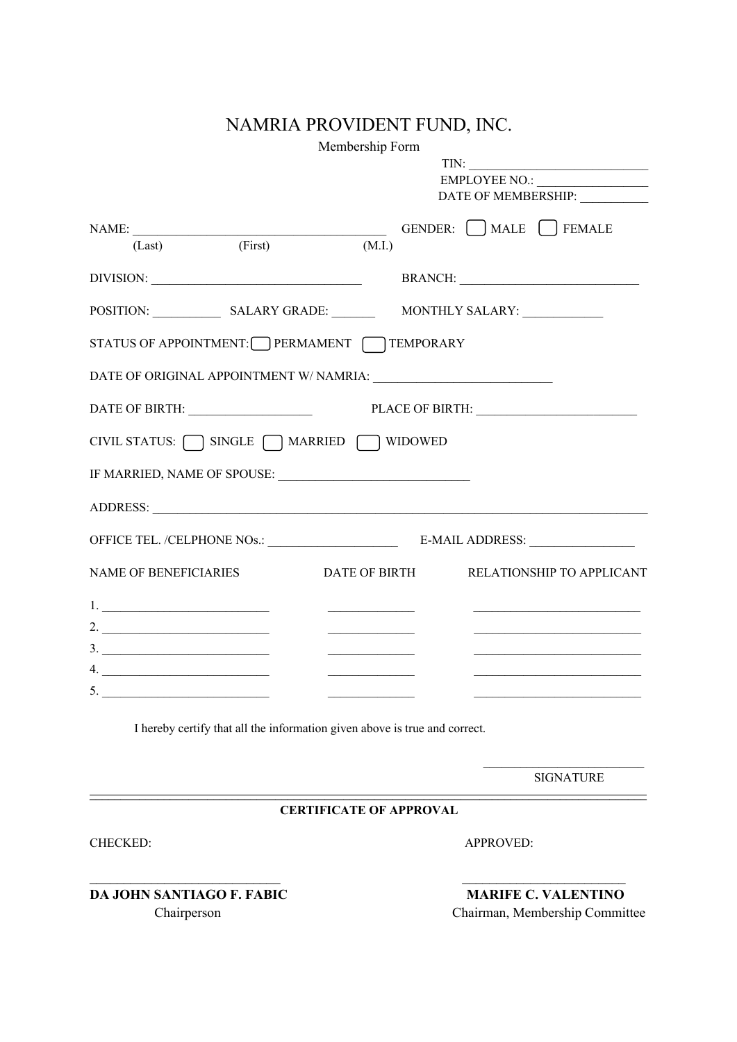# NAMRIA PROVIDENT FUND, INC.

Membership Form

TIN: ______________________________
EMPLOYEE NO.: __________________
DATE OF MEMBERSHIP: ___________

NAME: ___________________________________________ GENDER: ☐ MALE ☐ FEMALE
(Last) (First) (M.I.)

DIVISION: ___________________________________ BRANCH: ______________________________

POSITION: ___________ SALARY GRADE: _______ MONTHLY SALARY: _____________

STATUS OF APPOINTMENT: ☐ PERMAMENT ☐ TEMPORARY

DATE OF ORIGINAL APPOINTMENT W/ NAMRIA: ____________________________

DATE OF BIRTH: ____________________ PLACE OF BIRTH: __________________________

CIVIL STATUS: ☐ SINGLE ☐ MARRIED ☐ WIDOWED

IF MARRIED, NAME OF SPOUSE: ______________________________

ADDRESS: ____________________________________________________________________________________

OFFICE TEL. /CELPHONE NOs.: _____________________ E-MAIL ADDRESS: _________________

| NAME OF BENEFICIARIES | DATE OF BIRTH | RELATIONSHIP TO APPLICANT |
|---|---|---|
| 1. ___________________________ | ______________ | ___________________________ |
| 2. ___________________________ | ______________ | ___________________________ |
| 3. ___________________________ | ______________ | ___________________________ |
| 4. ___________________________ | ______________ | ___________________________ |
| 5. ___________________________ | ______________ | ___________________________ |

I hereby certify that all the information given above is true and correct.

__________________________
SIGNATURE

---

**CERTIFICATE OF APPROVAL**

CHECKED: APPROVED:

_____________________________ _________________________

**DA JOHN SANTIAGO F. FABIC**
Chairperson

**MARIFE C. VALENTINO**
Chairman, Membership Committee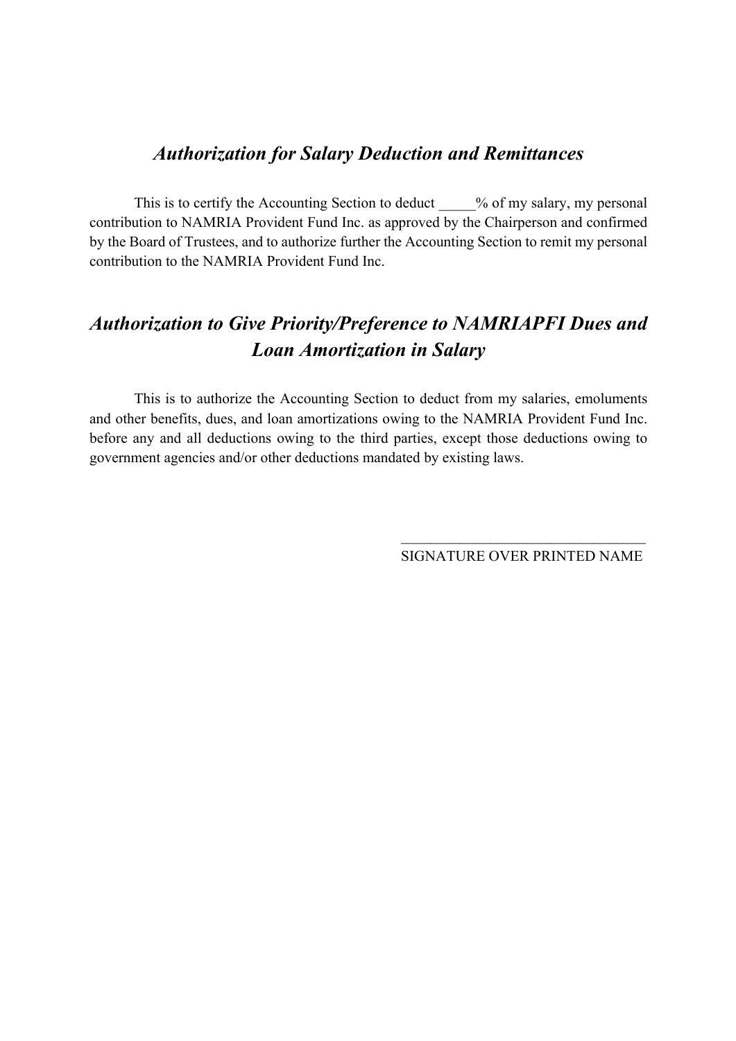## *Authorization for Salary Deduction and Remittances*

This is to certify the Accounting Section to deduct _____% of my salary, my personal contribution to NAMRIA Provident Fund Inc. as approved by the Chairperson and confirmed by the Board of Trustees, and to authorize further the Accounting Section to remit my personal contribution to the NAMRIA Provident Fund Inc.

## *Authorization to Give Priority/Preference to NAMRIAPFI Dues and Loan Amortization in Salary*

This is to authorize the Accounting Section to deduct from my salaries, emoluments and other benefits, dues, and loan amortizations owing to the NAMRIA Provident Fund Inc. before any and all deductions owing to the third parties, except those deductions owing to government agencies and/or other deductions mandated by existing laws.

_________________________________

SIGNATURE OVER PRINTED NAME